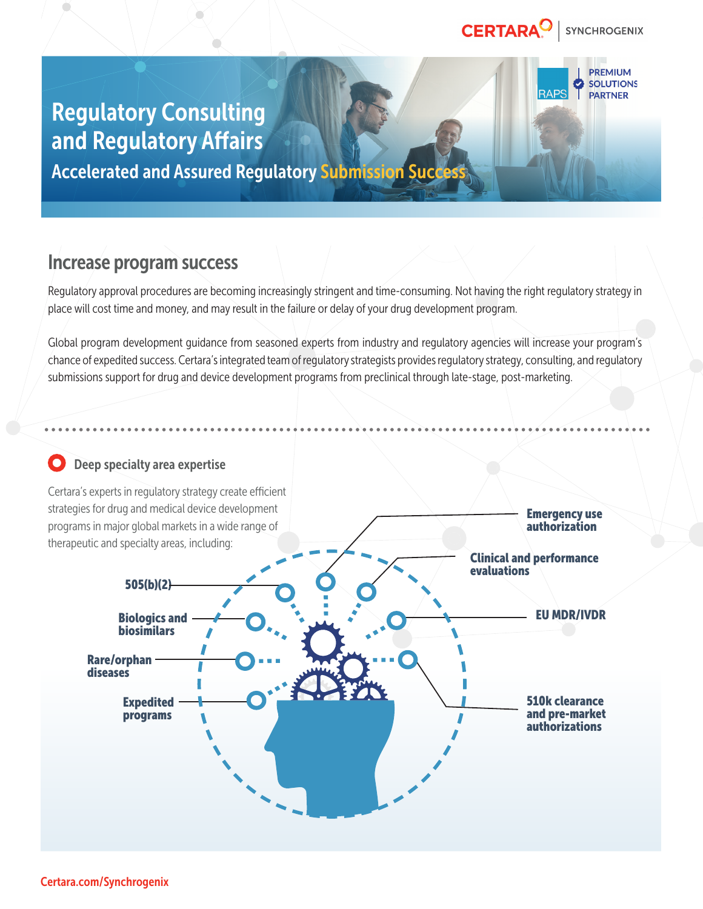CERTARA | SYNCHROGENIX

RAPS PREMIUM SOLUTIONS PARTNER

# Regulatory Consulting and Regulatory Affairs

## Accelerated and Assured Regulatory Submission Success

## Increase program success

Regulatory approval procedures are becoming increasingly stringent and time-consuming. Not having the right regulatory strategy in place will cost time and money, and may result in the failure or delay of your drug development program.

Global program development guidance from seasoned experts from industry and regulatory agencies will increase your program's chance of expedited success. Certara's integrated team of regulatory strategists provides regulatory strategy, consulting, and regulatory submissions support for drug and device development programs from preclinical through late-stage, post-marketing.

### Deep specialty area expertise

Certara's experts in regulatory strategy create efficient strategies for drug and medical device development programs in major global markets in a wide range of therapeutic and specialty areas, including:

- 505(b)(2)
- Biologics and biosimilars
- Rare/orphan diseases
- Expedited programs
- Emergency use authorization
- Clinical and performance evaluations
- EU MDR/IVDR
- 510k clearance and pre-market authorizations

Certara.com/Synchrogenix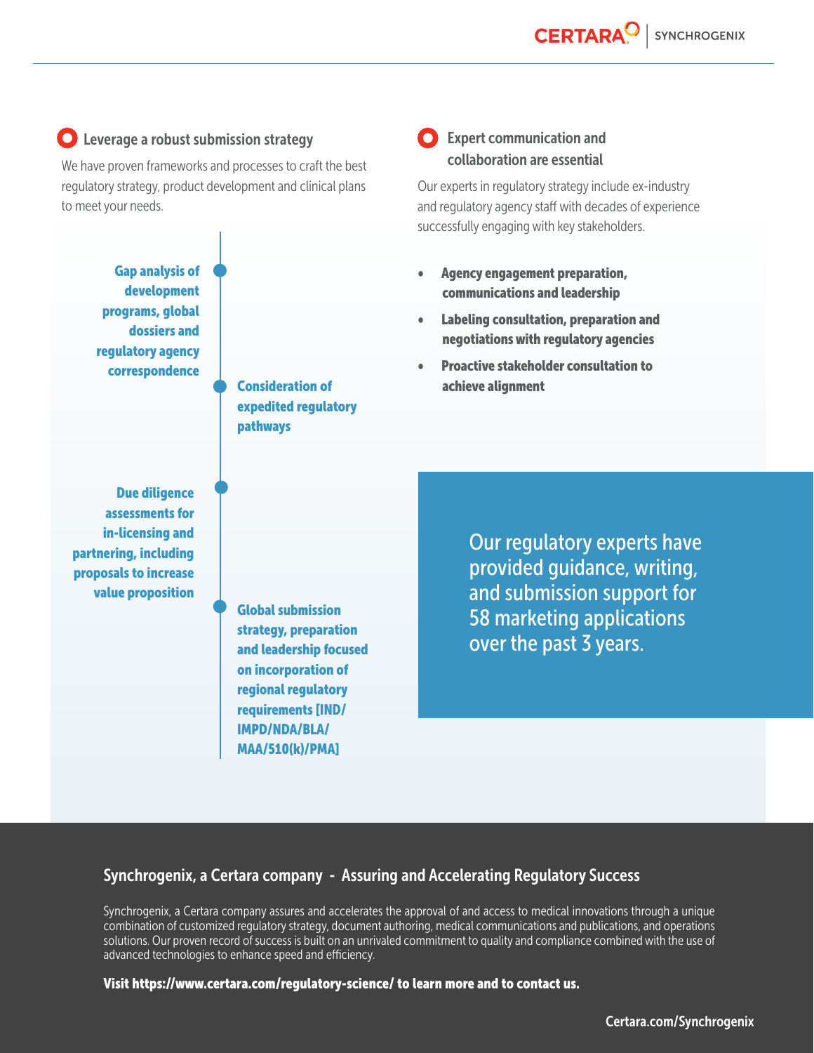## Leverage a robust submission strategy

We have proven frameworks and processes to craft the best regulatory strategy, product development and clinical plans to meet your needs.

- **Gap analysis of development programs, global dossiers and regulatory agency correspondence**
- **Consideration of expedited regulatory pathways**
- **Due diligence assessments for in-licensing and partnering, including proposals to increase value proposition**
- **Global submission strategy, preparation and leadership focused on incorporation of regional regulatory requirements [IND/IMPD/NDA/BLA/MAA/510(k)/PMA]**

## Expert communication and collaboration are essential

Our experts in regulatory strategy include ex-industry and regulatory agency staff with decades of experience successfully engaging with key stakeholders.

- **Agency engagement preparation, communications and leadership**
- **Labeling consultation, preparation and negotiations with regulatory agencies**
- **Proactive stakeholder consultation to achieve alignment**

Our regulatory experts have provided guidance, writing, and submission support for 58 marketing applications over the past 3 years.

## Synchrogenix, a Certara company - Assuring and Accelerating Regulatory Success

Synchrogenix, a Certara company assures and accelerates the approval of and access to medical innovations through a unique combination of customized regulatory strategy, document authoring, medical communications and publications, and operations solutions. Our proven record of success is built on an unrivaled commitment to quality and compliance combined with the use of advanced technologies to enhance speed and efficiency.

**Visit https://www.certara.com/regulatory-science/ to learn more and to contact us.**

Certara.com/Synchrogenix